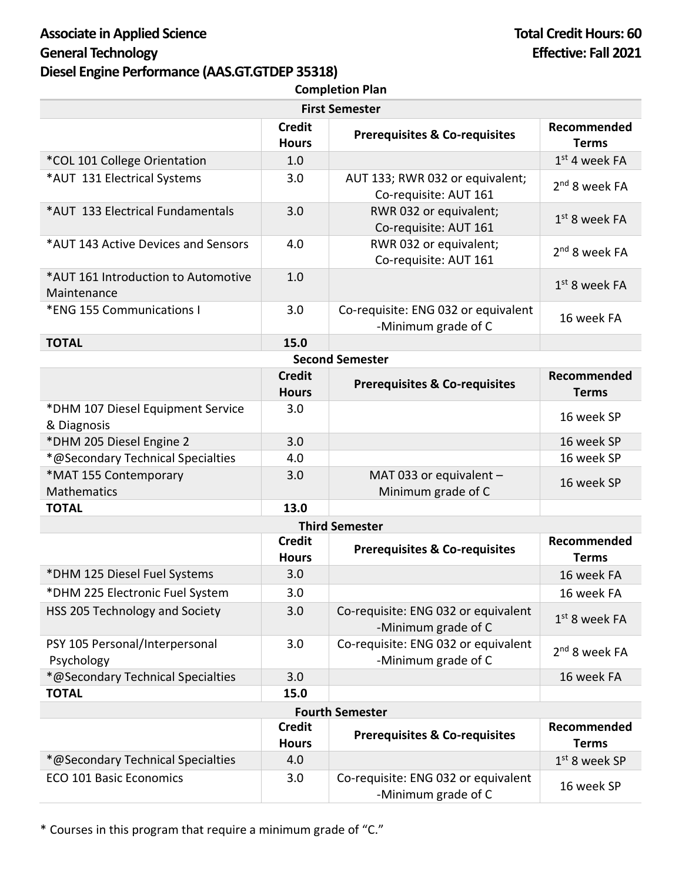# Associate in Applied Science
# General Technology
# Diesel Engine Performance (AAS.GT.GTDEP 35318)

**Total Credit Hours: 60**
**Effective: Fall 2021**

**Completion Plan**

**First Semester**

| | Credit Hours | Prerequisites & Co-requisites | Recommended Terms |
|---|---|---|---|
| *COL 101 College Orientation | 1.0 | | 1st 4 week FA |
| *AUT 131 Electrical Systems | 3.0 | AUT 133; RWR 032 or equivalent; Co-requisite: AUT 161 | 2nd 8 week FA |
| *AUT 133 Electrical Fundamentals | 3.0 | RWR 032 or equivalent; Co-requisite: AUT 161 | 1st 8 week FA |
| *AUT 143 Active Devices and Sensors | 4.0 | RWR 032 or equivalent; Co-requisite: AUT 161 | 2nd 8 week FA |
| *AUT 161 Introduction to Automotive Maintenance | 1.0 | | 1st 8 week FA |
| *ENG 155 Communications I | 3.0 | Co-requisite: ENG 032 or equivalent -Minimum grade of C | 16 week FA |
| **TOTAL** | **15.0** | | |

**Second Semester**

| | Credit Hours | Prerequisites & Co-requisites | Recommended Terms |
|---|---|---|---|
| *DHM 107 Diesel Equipment Service & Diagnosis | 3.0 | | 16 week SP |
| *DHM 205 Diesel Engine 2 | 3.0 | | 16 week SP |
| *@Secondary Technical Specialties | 4.0 | | 16 week SP |
| *MAT 155 Contemporary Mathematics | 3.0 | MAT 033 or equivalent – Minimum grade of C | 16 week SP |
| **TOTAL** | **13.0** | | |

**Third Semester**

| | Credit Hours | Prerequisites & Co-requisites | Recommended Terms |
|---|---|---|---|
| *DHM 125 Diesel Fuel Systems | 3.0 | | 16 week FA |
| *DHM 225 Electronic Fuel System | 3.0 | | 16 week FA |
| HSS 205 Technology and Society | 3.0 | Co-requisite: ENG 032 or equivalent -Minimum grade of C | 1st 8 week FA |
| PSY 105 Personal/Interpersonal Psychology | 3.0 | Co-requisite: ENG 032 or equivalent -Minimum grade of C | 2nd 8 week FA |
| *@Secondary Technical Specialties | 3.0 | | 16 week FA |
| **TOTAL** | **15.0** | | |

**Fourth Semester**

| | Credit Hours | Prerequisites & Co-requisites | Recommended Terms |
|---|---|---|---|
| *@Secondary Technical Specialties | 4.0 | | 1st 8 week SP |
| ECO 101 Basic Economics | 3.0 | Co-requisite: ENG 032 or equivalent -Minimum grade of C | 16 week SP |

* Courses in this program that require a minimum grade of "C."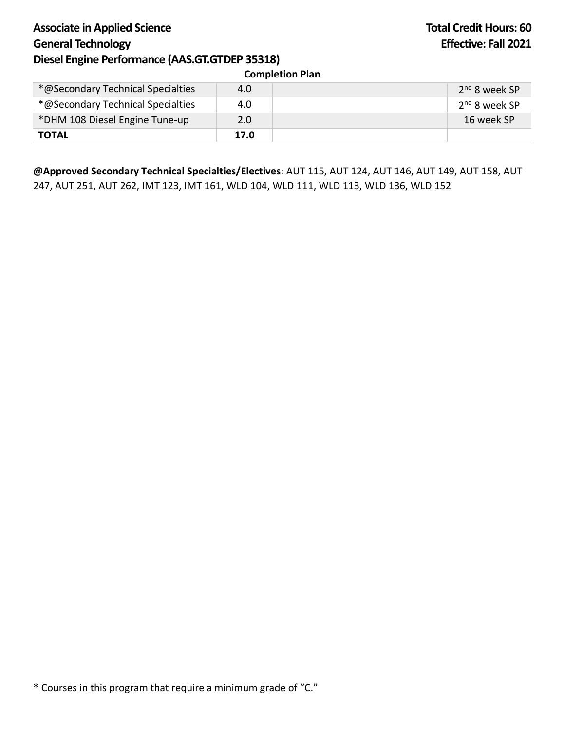| | | | |
|---|---|---|---|
| *@Secondary Technical Specialties | 4.0 | | 2nd 8 week SP |
| *@Secondary Technical Specialties | 4.0 | | 2nd 8 week SP |
| *DHM 108 Diesel Engine Tune-up | 2.0 | | 16 week SP |
| **TOTAL** | **17.0** | | |

**@Approved Secondary Technical Specialties/Electives**: AUT 115, AUT 124, AUT 146, AUT 149, AUT 158, AUT 247, AUT 251, AUT 262, IMT 123, IMT 161, WLD 104, WLD 111, WLD 113, WLD 136, WLD 152

* Courses in this program that require a minimum grade of "C."